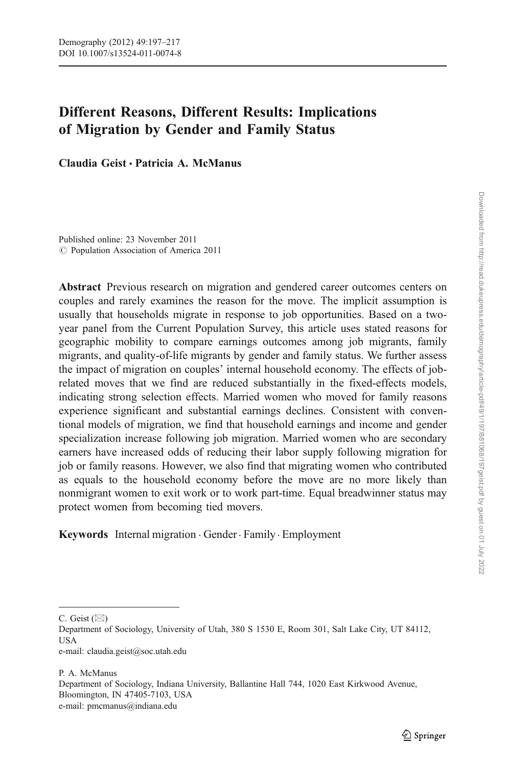# Different Reasons, Different Results: Implications of Migration by Gender and Family Status

**Claudia Geist · Patricia A. McManus**

Published online: 23 November 2011
© Population Association of America 2011

**Abstract** Previous research on migration and gendered career outcomes centers on couples and rarely examines the reason for the move. The implicit assumption is usually that households migrate in response to job opportunities. Based on a two-year panel from the Current Population Survey, this article uses stated reasons for geographic mobility to compare earnings outcomes among job migrants, family migrants, and quality-of-life migrants by gender and family status. We further assess the impact of migration on couples' internal household economy. The effects of job-related moves that we find are reduced substantially in the fixed-effects models, indicating strong selection effects. Married women who moved for family reasons experience significant and substantial earnings declines. Consistent with conventional models of migration, we find that household earnings and income and gender specialization increase following job migration. Married women who are secondary earners have increased odds of reducing their labor supply following migration for job or family reasons. However, we also find that migrating women who contributed as equals to the household economy before the move are no more likely than nonmigrant women to exit work or to work part-time. Equal breadwinner status may protect women from becoming tied movers.

**Keywords** Internal migration · Gender · Family · Employment

C. Geist (✉)
Department of Sociology, University of Utah, 380 S 1530 E, Room 301, Salt Lake City, UT 84112, USA
e-mail: claudia.geist@soc.utah.edu

P. A. McManus
Department of Sociology, Indiana University, Ballantine Hall 744, 1020 East Kirkwood Avenue, Bloomington, IN 47405-7103, USA
e-mail: pmcmanus@indiana.edu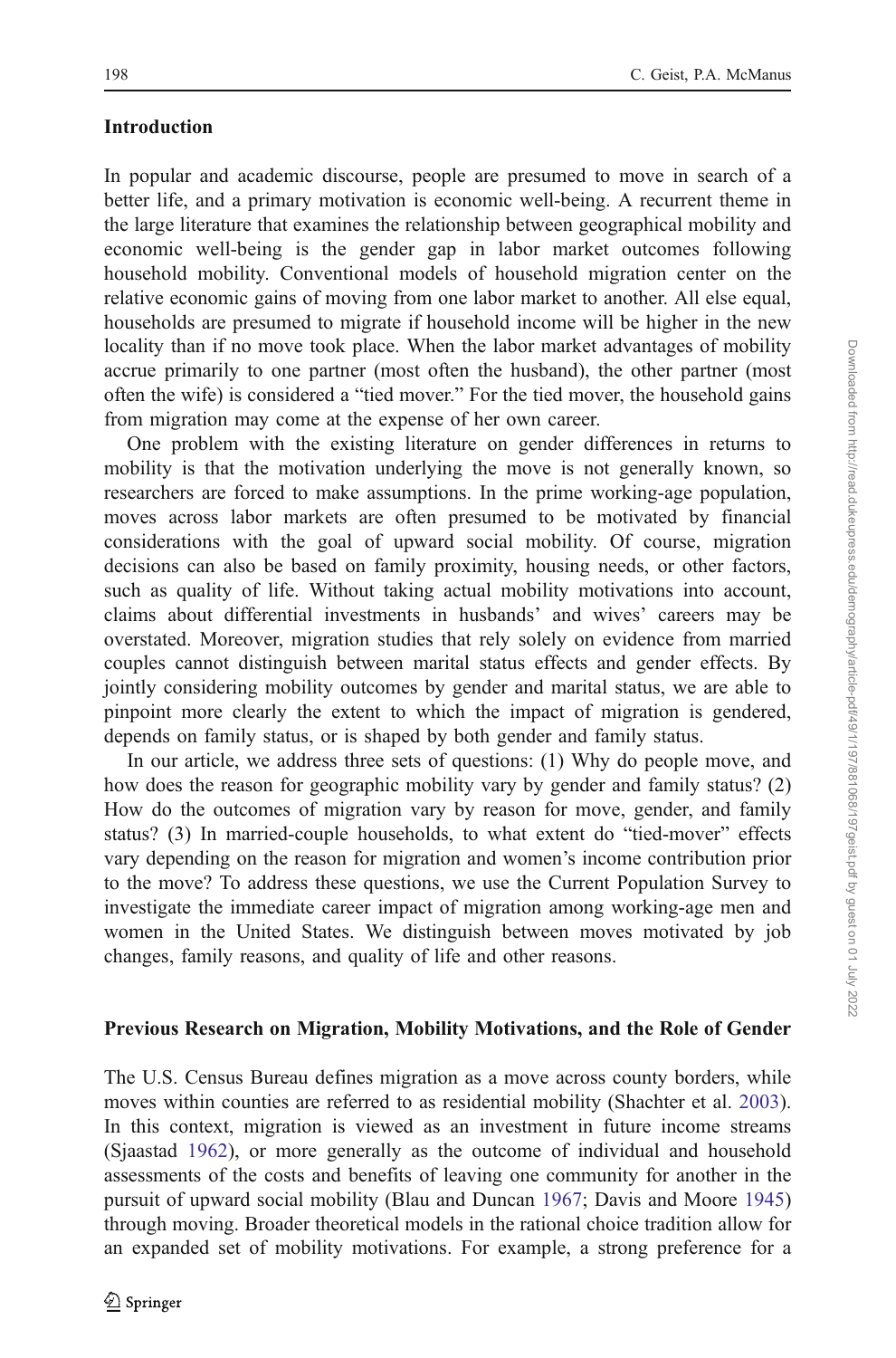## Introduction

In popular and academic discourse, people are presumed to move in search of a better life, and a primary motivation is economic well-being. A recurrent theme in the large literature that examines the relationship between geographical mobility and economic well-being is the gender gap in labor market outcomes following household mobility. Conventional models of household migration center on the relative economic gains of moving from one labor market to another. All else equal, households are presumed to migrate if household income will be higher in the new locality than if no move took place. When the labor market advantages of mobility accrue primarily to one partner (most often the husband), the other partner (most often the wife) is considered a "tied mover." For the tied mover, the household gains from migration may come at the expense of her own career.

One problem with the existing literature on gender differences in returns to mobility is that the motivation underlying the move is not generally known, so researchers are forced to make assumptions. In the prime working-age population, moves across labor markets are often presumed to be motivated by financial considerations with the goal of upward social mobility. Of course, migration decisions can also be based on family proximity, housing needs, or other factors, such as quality of life. Without taking actual mobility motivations into account, claims about differential investments in husbands' and wives' careers may be overstated. Moreover, migration studies that rely solely on evidence from married couples cannot distinguish between marital status effects and gender effects. By jointly considering mobility outcomes by gender and marital status, we are able to pinpoint more clearly the extent to which the impact of migration is gendered, depends on family status, or is shaped by both gender and family status.

In our article, we address three sets of questions: (1) Why do people move, and how does the reason for geographic mobility vary by gender and family status? (2) How do the outcomes of migration vary by reason for move, gender, and family status? (3) In married-couple households, to what extent do "tied-mover" effects vary depending on the reason for migration and women's income contribution prior to the move? To address these questions, we use the Current Population Survey to investigate the immediate career impact of migration among working-age men and women in the United States. We distinguish between moves motivated by job changes, family reasons, and quality of life and other reasons.

## Previous Research on Migration, Mobility Motivations, and the Role of Gender

The U.S. Census Bureau defines migration as a move across county borders, while moves within counties are referred to as residential mobility (Schachter et al. 2003). In this context, migration is viewed as an investment in future income streams (Sjaastad 1962), or more generally as the outcome of individual and household assessments of the costs and benefits of leaving one community for another in the pursuit of upward social mobility (Blau and Duncan 1967; Davis and Moore 1945) through moving. Broader theoretical models in the rational choice tradition allow for an expanded set of mobility motivations. For example, a strong preference for a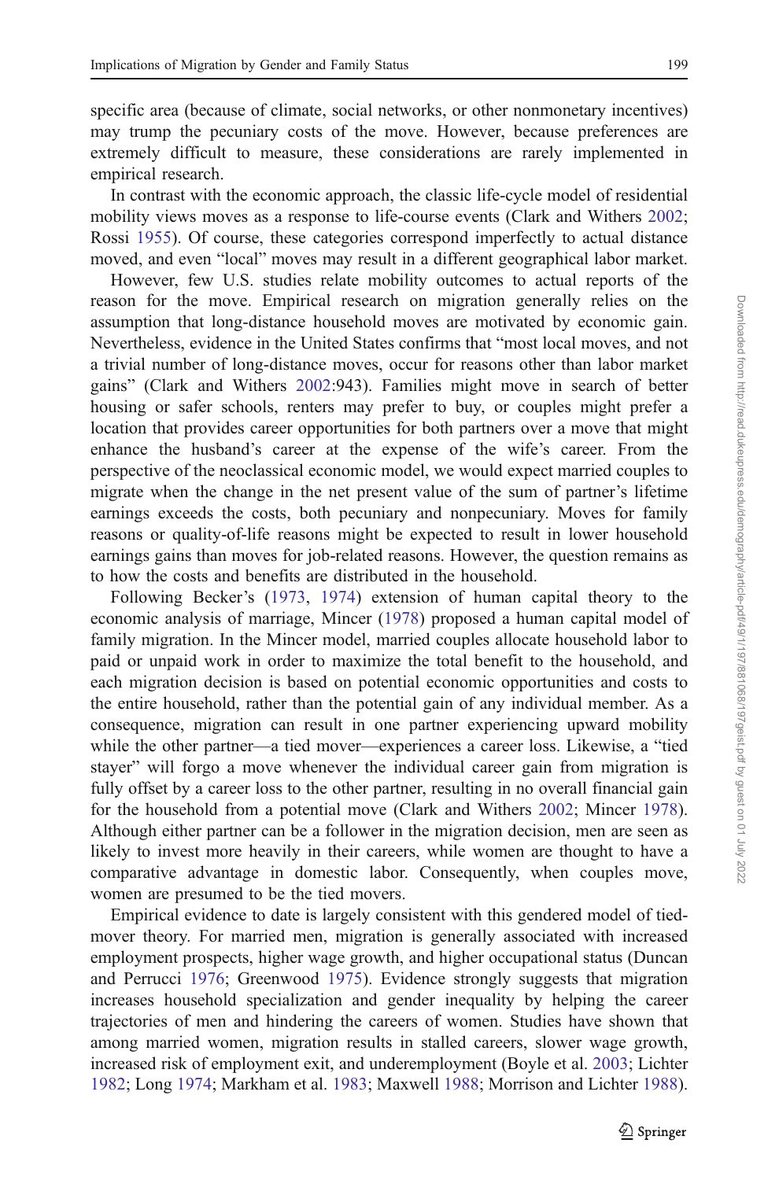specific area (because of climate, social networks, or other nonmonetary incentives) may trump the pecuniary costs of the move. However, because preferences are extremely difficult to measure, these considerations are rarely implemented in empirical research.

In contrast with the economic approach, the classic life-cycle model of residential mobility views moves as a response to life-course events (Clark and Withers 2002; Rossi 1955). Of course, these categories correspond imperfectly to actual distance moved, and even "local" moves may result in a different geographical labor market.

However, few U.S. studies relate mobility outcomes to actual reports of the reason for the move. Empirical research on migration generally relies on the assumption that long-distance household moves are motivated by economic gain. Nevertheless, evidence in the United States confirms that "most local moves, and not a trivial number of long-distance moves, occur for reasons other than labor market gains" (Clark and Withers 2002:943). Families might move in search of better housing or safer schools, renters may prefer to buy, or couples might prefer a location that provides career opportunities for both partners over a move that might enhance the husband's career at the expense of the wife's career. From the perspective of the neoclassical economic model, we would expect married couples to migrate when the change in the net present value of the sum of partner's lifetime earnings exceeds the costs, both pecuniary and nonpecuniary. Moves for family reasons or quality-of-life reasons might be expected to result in lower household earnings gains than moves for job-related reasons. However, the question remains as to how the costs and benefits are distributed in the household.

Following Becker's (1973, 1974) extension of human capital theory to the economic analysis of marriage, Mincer (1978) proposed a human capital model of family migration. In the Mincer model, married couples allocate household labor to paid or unpaid work in order to maximize the total benefit to the household, and each migration decision is based on potential economic opportunities and costs to the entire household, rather than the potential gain of any individual member. As a consequence, migration can result in one partner experiencing upward mobility while the other partner—a tied mover—experiences a career loss. Likewise, a "tied stayer" will forgo a move whenever the individual career gain from migration is fully offset by a career loss to the other partner, resulting in no overall financial gain for the household from a potential move (Clark and Withers 2002; Mincer 1978). Although either partner can be a follower in the migration decision, men are seen as likely to invest more heavily in their careers, while women are thought to have a comparative advantage in domestic labor. Consequently, when couples move, women are presumed to be the tied movers.

Empirical evidence to date is largely consistent with this gendered model of tied-mover theory. For married men, migration is generally associated with increased employment prospects, higher wage growth, and higher occupational status (Duncan and Perrucci 1976; Greenwood 1975). Evidence strongly suggests that migration increases household specialization and gender inequality by helping the career trajectories of men and hindering the careers of women. Studies have shown that among married women, migration results in stalled careers, slower wage growth, increased risk of employment exit, and underemployment (Boyle et al. 2003; Lichter 1982; Long 1974; Markham et al. 1983; Maxwell 1988; Morrison and Lichter 1988).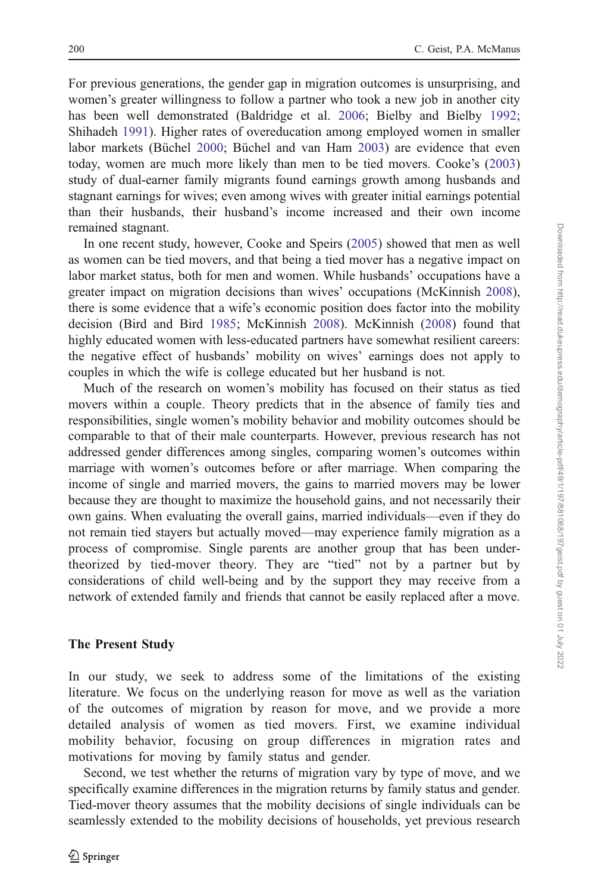For previous generations, the gender gap in migration outcomes is unsurprising, and women's greater willingness to follow a partner who took a new job in another city has been well demonstrated (Baldridge et al. 2006; Bielby and Bielby 1992; Shihadeh 1991). Higher rates of overeducation among employed women in smaller labor markets (Büchel 2000; Büchel and van Ham 2003) are evidence that even today, women are much more likely than men to be tied movers. Cooke's (2003) study of dual-earner family migrants found earnings growth among husbands and stagnant earnings for wives; even among wives with greater initial earnings potential than their husbands, their husband's income increased and their own income remained stagnant.

In one recent study, however, Cooke and Speirs (2005) showed that men as well as women can be tied movers, and that being a tied mover has a negative impact on labor market status, both for men and women. While husbands' occupations have a greater impact on migration decisions than wives' occupations (McKinnish 2008), there is some evidence that a wife's economic position does factor into the mobility decision (Bird and Bird 1985; McKinnish 2008). McKinnish (2008) found that highly educated women with less-educated partners have somewhat resilient careers: the negative effect of husbands' mobility on wives' earnings does not apply to couples in which the wife is college educated but her husband is not.

Much of the research on women's mobility has focused on their status as tied movers within a couple. Theory predicts that in the absence of family ties and responsibilities, single women's mobility behavior and mobility outcomes should be comparable to that of their male counterparts. However, previous research has not addressed gender differences among singles, comparing women's outcomes within marriage with women's outcomes before or after marriage. When comparing the income of single and married movers, the gains to married movers may be lower because they are thought to maximize the household gains, and not necessarily their own gains. When evaluating the overall gains, married individuals—even if they do not remain tied stayers but actually moved—may experience family migration as a process of compromise. Single parents are another group that has been under-theorized by tied-mover theory. They are "tied" not by a partner but by considerations of child well-being and by the support they may receive from a network of extended family and friends that cannot be easily replaced after a move.

## The Present Study

In our study, we seek to address some of the limitations of the existing literature. We focus on the underlying reason for move as well as the variation of the outcomes of migration by reason for move, and we provide a more detailed analysis of women as tied movers. First, we examine individual mobility behavior, focusing on group differences in migration rates and motivations for moving by family status and gender.

Second, we test whether the returns of migration vary by type of move, and we specifically examine differences in the migration returns by family status and gender. Tied-mover theory assumes that the mobility decisions of single individuals can be seamlessly extended to the mobility decisions of households, yet previous research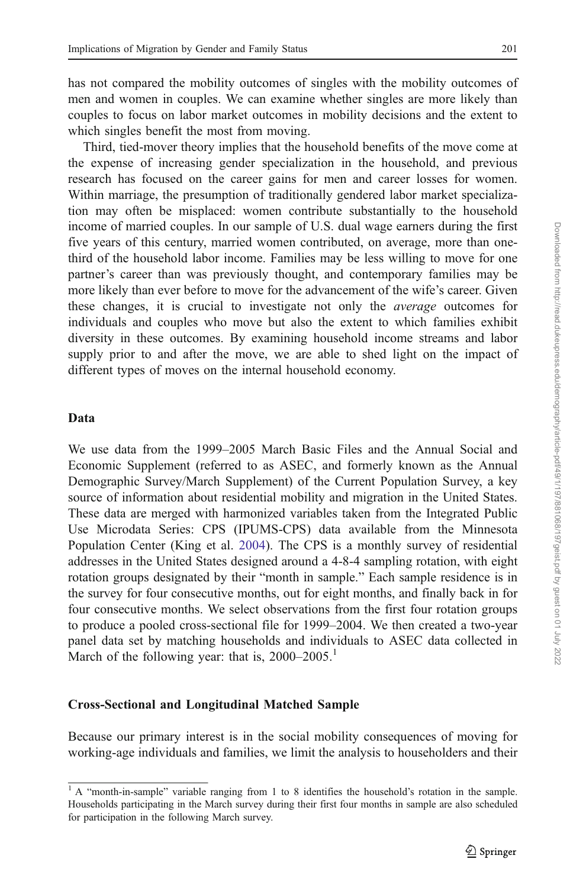has not compared the mobility outcomes of singles with the mobility outcomes of men and women in couples. We can examine whether singles are more likely than couples to focus on labor market outcomes in mobility decisions and the extent to which singles benefit the most from moving.

Third, tied-mover theory implies that the household benefits of the move come at the expense of increasing gender specialization in the household, and previous research has focused on the career gains for men and career losses for women. Within marriage, the presumption of traditionally gendered labor market specialization may often be misplaced: women contribute substantially to the household income of married couples. In our sample of U.S. dual wage earners during the first five years of this century, married women contributed, on average, more than one-third of the household labor income. Families may be less willing to move for one partner's career than was previously thought, and contemporary families may be more likely than ever before to move for the advancement of the wife's career. Given these changes, it is crucial to investigate not only the *average* outcomes for individuals and couples who move but also the extent to which families exhibit diversity in these outcomes. By examining household income streams and labor supply prior to and after the move, we are able to shed light on the impact of different types of moves on the internal household economy.

## Data

We use data from the 1999–2005 March Basic Files and the Annual Social and Economic Supplement (referred to as ASEC, and formerly known as the Annual Demographic Survey/March Supplement) of the Current Population Survey, a key source of information about residential mobility and migration in the United States. These data are merged with harmonized variables taken from the Integrated Public Use Microdata Series: CPS (IPUMS-CPS) data available from the Minnesota Population Center (King et al. 2004). The CPS is a monthly survey of residential addresses in the United States designed around a 4-8-4 sampling rotation, with eight rotation groups designated by their "month in sample." Each sample residence is in the survey for four consecutive months, out for eight months, and finally back in for four consecutive months. We select observations from the first four rotation groups to produce a pooled cross-sectional file for 1999–2004. We then created a two-year panel data set by matching households and individuals to ASEC data collected in March of the following year: that is, 2000–2005.[1]

### Cross-Sectional and Longitudinal Matched Sample

Because our primary interest is in the social mobility consequences of moving for working-age individuals and families, we limit the analysis to householders and their

[1] A "month-in-sample" variable ranging from 1 to 8 identifies the household's rotation in the sample. Households participating in the March survey during their first four months in sample are also scheduled for participation in the following March survey.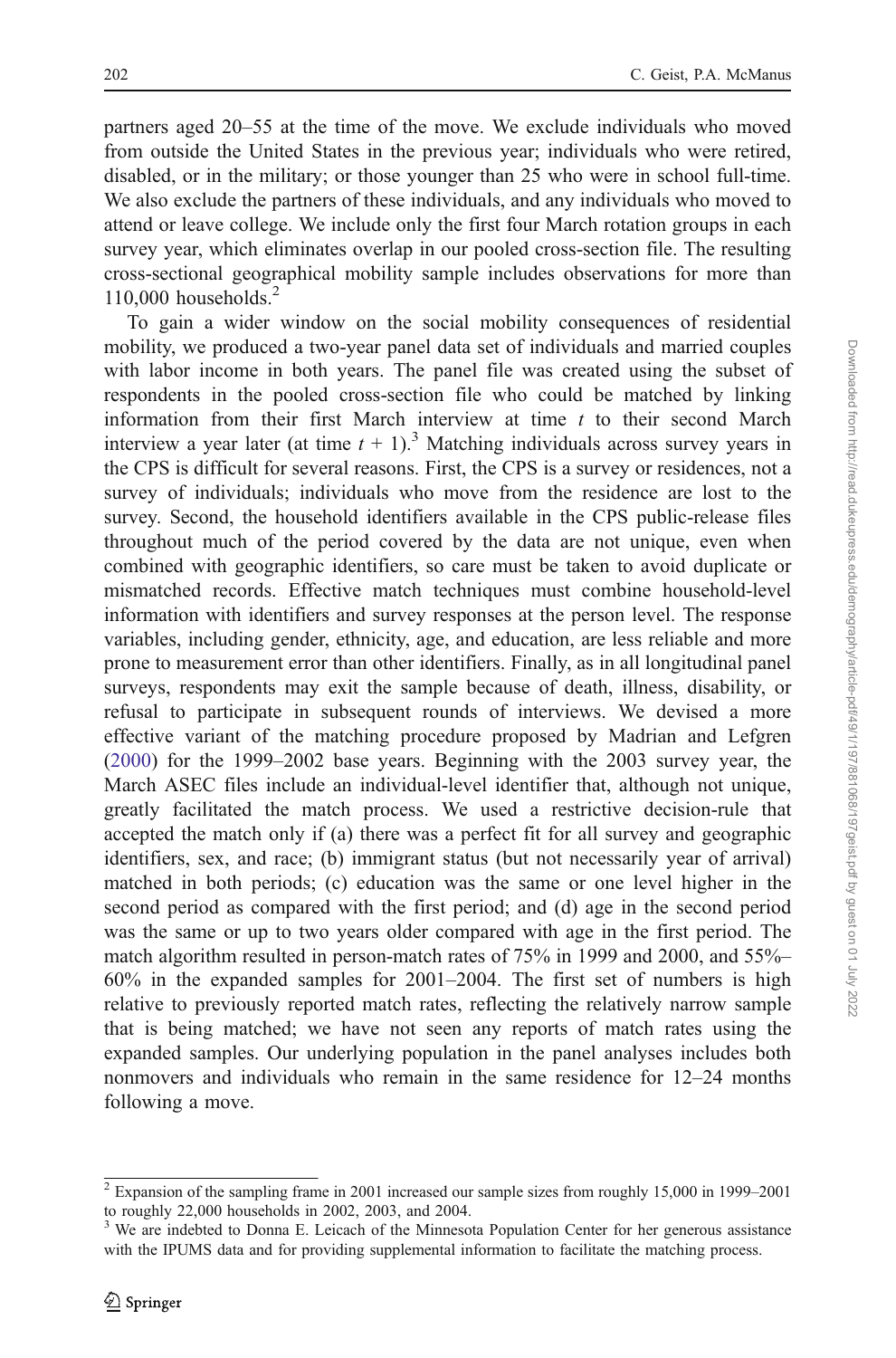partners aged 20–55 at the time of the move. We exclude individuals who moved from outside the United States in the previous year; individuals who were retired, disabled, or in the military; or those younger than 25 who were in school full-time. We also exclude the partners of these individuals, and any individuals who moved to attend or leave college. We include only the first four March rotation groups in each survey year, which eliminates overlap in our pooled cross-section file. The resulting cross-sectional geographical mobility sample includes observations for more than 110,000 households.[2]

To gain a wider window on the social mobility consequences of residential mobility, we produced a two-year panel data set of individuals and married couples with labor income in both years. The panel file was created using the subset of respondents in the pooled cross-section file who could be matched by linking information from their first March interview at time $t$ to their second March interview a year later (at time $t + 1$).[3] Matching individuals across survey years in the CPS is difficult for several reasons. First, the CPS is a survey or residences, not a survey of individuals; individuals who move from the residence are lost to the survey. Second, the household identifiers available in the CPS public-release files throughout much of the period covered by the data are not unique, even when combined with geographic identifiers, so care must be taken to avoid duplicate or mismatched records. Effective match techniques must combine household-level information with identifiers and survey responses at the person level. The response variables, including gender, ethnicity, age, and education, are less reliable and more prone to measurement error than other identifiers. Finally, as in all longitudinal panel surveys, respondents may exit the sample because of death, illness, disability, or refusal to participate in subsequent rounds of interviews. We devised a more effective variant of the matching procedure proposed by Madrian and Lefgren (2000) for the 1999–2002 base years. Beginning with the 2003 survey year, the March ASEC files include an individual-level identifier that, although not unique, greatly facilitated the match process. We used a restrictive decision-rule that accepted the match only if (a) there was a perfect fit for all survey and geographic identifiers, sex, and race; (b) immigrant status (but not necessarily year of arrival) matched in both periods; (c) education was the same or one level higher in the second period as compared with the first period; and (d) age in the second period was the same or up to two years older compared with age in the first period. The match algorithm resulted in person-match rates of 75% in 1999 and 2000, and 55%–60% in the expanded samples for 2001–2004. The first set of numbers is high relative to previously reported match rates, reflecting the relatively narrow sample that is being matched; we have not seen any reports of match rates using the expanded samples. Our underlying population in the panel analyses includes both nonmovers and individuals who remain in the same residence for 12–24 months following a move.

[2] Expansion of the sampling frame in 2001 increased our sample sizes from roughly 15,000 in 1999–2001 to roughly 22,000 households in 2002, 2003, and 2004.

[3] We are indebted to Donna E. Leicach of the Minnesota Population Center for her generous assistance with the IPUMS data and for providing supplemental information to facilitate the matching process.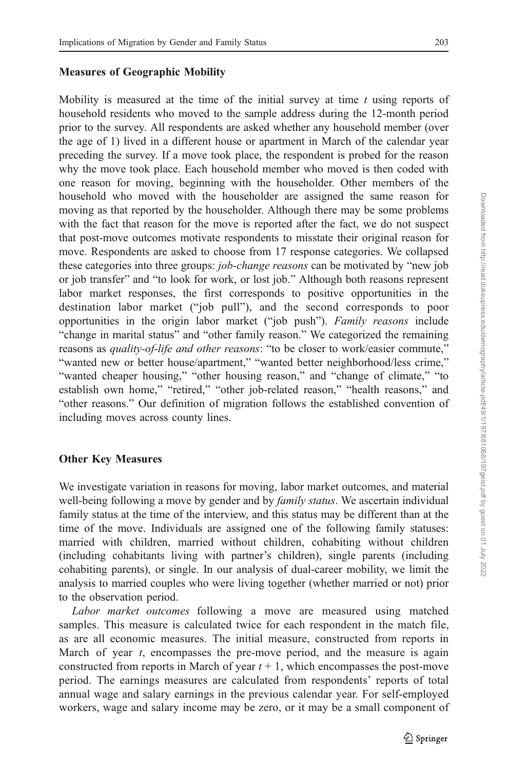### Measures of Geographic Mobility

Mobility is measured at the time of the initial survey at time $t$ using reports of household residents who moved to the sample address during the 12-month period prior to the survey. All respondents are asked whether any household member (over the age of 1) lived in a different house or apartment in March of the calendar year preceding the survey. If a move took place, the respondent is probed for the reason why the move took place. Each household member who moved is then coded with one reason for moving, beginning with the householder. Other members of the household who moved with the householder are assigned the same reason for moving as that reported by the householder. Although there may be some problems with the fact that reason for the move is reported after the fact, we do not suspect that post-move outcomes motivate respondents to misstate their original reason for move. Respondents are asked to choose from 17 response categories. We collapsed these categories into three groups: *job-change reasons* can be motivated by "new job or job transfer" and "to look for work, or lost job." Although both reasons represent labor market responses, the first corresponds to positive opportunities in the destination labor market ("job pull"), and the second corresponds to poor opportunities in the origin labor market ("job push"). *Family reasons* include "change in marital status" and "other family reason." We categorized the remaining reasons as *quality-of-life and other reasons*: "to be closer to work/easier commute," "wanted new or better house/apartment," "wanted better neighborhood/less crime," "wanted cheaper housing," "other housing reason," and "change of climate," "to establish own home," "retired," "other job-related reason," "health reasons," and "other reasons." Our definition of migration follows the established convention of including moves across county lines.

### Other Key Measures

We investigate variation in reasons for moving, labor market outcomes, and material well-being following a move by gender and by *family status*. We ascertain individual family status at the time of the interview, and this status may be different than at the time of the move. Individuals are assigned one of the following family statuses: married with children, married without children, cohabiting without children (including cohabitants living with partner's children), single parents (including cohabiting parents), or single. In our analysis of dual-career mobility, we limit the analysis to married couples who were living together (whether married or not) prior to the observation period.

*Labor market outcomes* following a move are measured using matched samples. This measure is calculated twice for each respondent in the match file, as are all economic measures. The initial measure, constructed from reports in March of year $t$, encompasses the pre-move period, and the measure is again constructed from reports in March of year $t + 1$, which encompasses the post-move period. The earnings measures are calculated from respondents' reports of total annual wage and salary earnings in the previous calendar year. For self-employed workers, wage and salary income may be zero, or it may be a small component of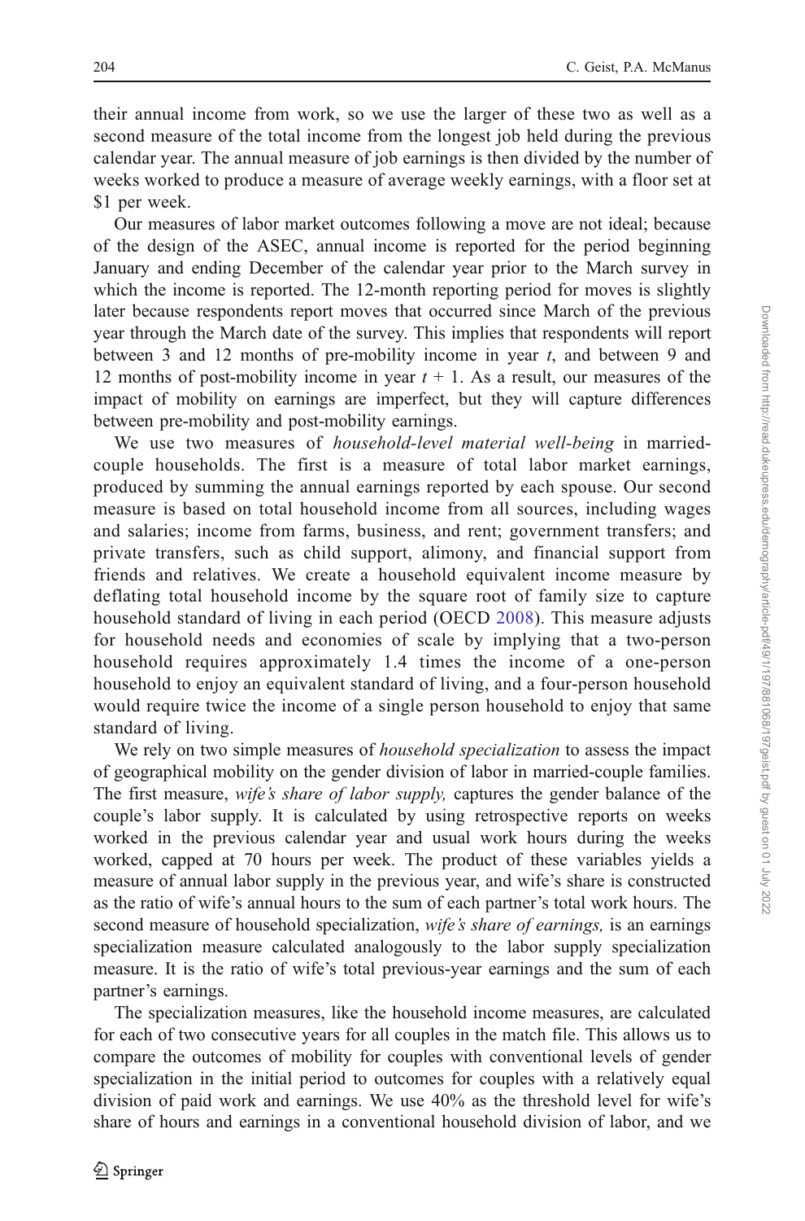their annual income from work, so we use the larger of these two as well as a second measure of the total income from the longest job held during the previous calendar year. The annual measure of job earnings is then divided by the number of weeks worked to produce a measure of average weekly earnings, with a floor set at $1 per week.

Our measures of labor market outcomes following a move are not ideal; because of the design of the ASEC, annual income is reported for the period beginning January and ending December of the calendar year prior to the March survey in which the income is reported. The 12-month reporting period for moves is slightly later because respondents report moves that occurred since March of the previous year through the March date of the survey. This implies that respondents will report between 3 and 12 months of pre-mobility income in year $t$, and between 9 and 12 months of post-mobility income in year $t + 1$. As a result, our measures of the impact of mobility on earnings are imperfect, but they will capture differences between pre-mobility and post-mobility earnings.

We use two measures of *household-level material well-being* in married-couple households. The first is a measure of total labor market earnings, produced by summing the annual earnings reported by each spouse. Our second measure is based on total household income from all sources, including wages and salaries; income from farms, business, and rent; government transfers; and private transfers, such as child support, alimony, and financial support from friends and relatives. We create a household equivalent income measure by deflating total household income by the square root of family size to capture household standard of living in each period (OECD 2008). This measure adjusts for household needs and economies of scale by implying that a two-person household requires approximately 1.4 times the income of a one-person household to enjoy an equivalent standard of living, and a four-person household would require twice the income of a single person household to enjoy that same standard of living.

We rely on two simple measures of *household specialization* to assess the impact of geographical mobility on the gender division of labor in married-couple families. The first measure, *wife's share of labor supply,* captures the gender balance of the couple's labor supply. It is calculated by using retrospective reports on weeks worked in the previous calendar year and usual work hours during the weeks worked, capped at 70 hours per week. The product of these variables yields a measure of annual labor supply in the previous year, and wife's share is constructed as the ratio of wife's annual hours to the sum of each partner's total work hours. The second measure of household specialization, *wife's share of earnings,* is an earnings specialization measure calculated analogously to the labor supply specialization measure. It is the ratio of wife's total previous-year earnings and the sum of each partner's earnings.

The specialization measures, like the household income measures, are calculated for each of two consecutive years for all couples in the match file. This allows us to compare the outcomes of mobility for couples with conventional levels of gender specialization in the initial period to outcomes for couples with a relatively equal division of paid work and earnings. We use 40% as the threshold level for wife's share of hours and earnings in a conventional household division of labor, and we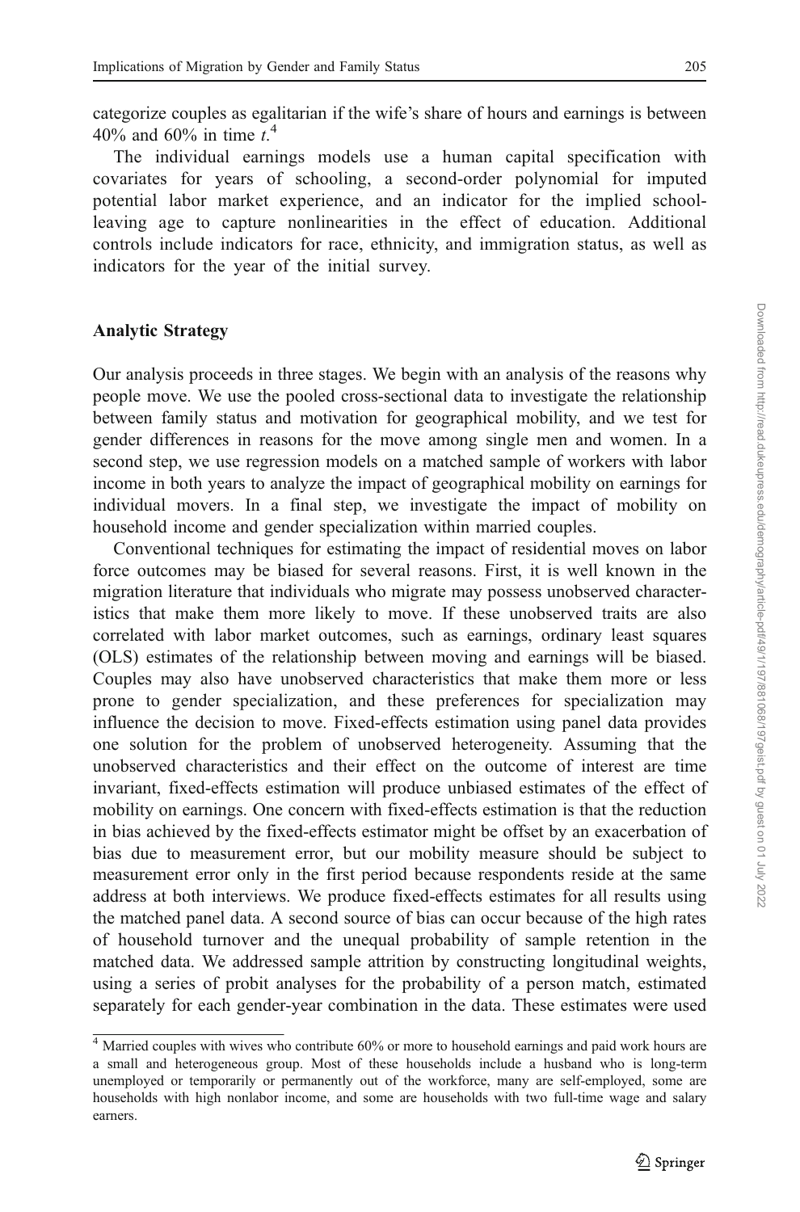categorize couples as egalitarian if the wife's share of hours and earnings is between 40% and 60% in time $t$.[4]

The individual earnings models use a human capital specification with covariates for years of schooling, a second-order polynomial for imputed potential labor market experience, and an indicator for the implied school-leaving age to capture nonlinearities in the effect of education. Additional controls include indicators for race, ethnicity, and immigration status, as well as indicators for the year of the initial survey.

## Analytic Strategy

Our analysis proceeds in three stages. We begin with an analysis of the reasons why people move. We use the pooled cross-sectional data to investigate the relationship between family status and motivation for geographical mobility, and we test for gender differences in reasons for the move among single men and women. In a second step, we use regression models on a matched sample of workers with labor income in both years to analyze the impact of geographical mobility on earnings for individual movers. In a final step, we investigate the impact of mobility on household income and gender specialization within married couples.

Conventional techniques for estimating the impact of residential moves on labor force outcomes may be biased for several reasons. First, it is well known in the migration literature that individuals who migrate may possess unobserved characteristics that make them more likely to move. If these unobserved traits are also correlated with labor market outcomes, such as earnings, ordinary least squares (OLS) estimates of the relationship between moving and earnings will be biased. Couples may also have unobserved characteristics that make them more or less prone to gender specialization, and these preferences for specialization may influence the decision to move. Fixed-effects estimation using panel data provides one solution for the problem of unobserved heterogeneity. Assuming that the unobserved characteristics and their effect on the outcome of interest are time invariant, fixed-effects estimation will produce unbiased estimates of the effect of mobility on earnings. One concern with fixed-effects estimation is that the reduction in bias achieved by the fixed-effects estimator might be offset by an exacerbation of bias due to measurement error, but our mobility measure should be subject to measurement error only in the first period because respondents reside at the same address at both interviews. We produce fixed-effects estimates for all results using the matched panel data. A second source of bias can occur because of the high rates of household turnover and the unequal probability of sample retention in the matched data. We addressed sample attrition by constructing longitudinal weights, using a series of probit analyses for the probability of a person match, estimated separately for each gender-year combination in the data. These estimates were used

---

[4] Married couples with wives who contribute 60% or more to household earnings and paid work hours are a small and heterogeneous group. Most of these households include a husband who is long-term unemployed or temporarily or permanently out of the workforce, many are self-employed, some are households with high nonlabor income, and some are households with two full-time wage and salary earners.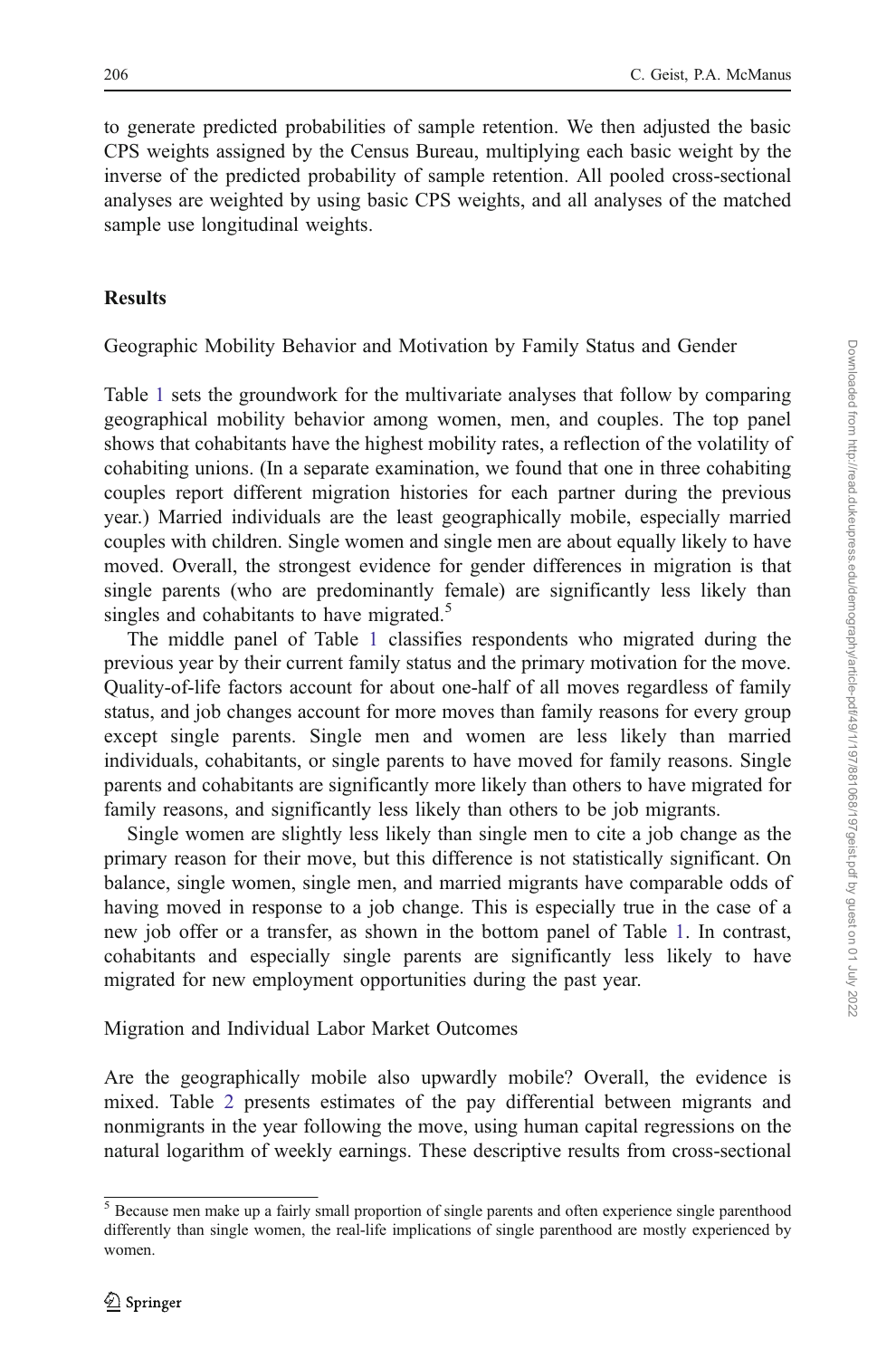to generate predicted probabilities of sample retention. We then adjusted the basic CPS weights assigned by the Census Bureau, multiplying each basic weight by the inverse of the predicted probability of sample retention. All pooled cross-sectional analyses are weighted by using basic CPS weights, and all analyses of the matched sample use longitudinal weights.

## Results

### Geographic Mobility Behavior and Motivation by Family Status and Gender

Table 1 sets the groundwork for the multivariate analyses that follow by comparing geographical mobility behavior among women, men, and couples. The top panel shows that cohabitants have the highest mobility rates, a reflection of the volatility of cohabiting unions. (In a separate examination, we found that one in three cohabiting couples report different migration histories for each partner during the previous year.) Married individuals are the least geographically mobile, especially married couples with children. Single women and single men are about equally likely to have moved. Overall, the strongest evidence for gender differences in migration is that single parents (who are predominantly female) are significantly less likely than singles and cohabitants to have migrated.[5]

The middle panel of Table 1 classifies respondents who migrated during the previous year by their current family status and the primary motivation for the move. Quality-of-life factors account for about one-half of all moves regardless of family status, and job changes account for more moves than family reasons for every group except single parents. Single men and women are less likely than married individuals, cohabitants, or single parents to have moved for family reasons. Single parents and cohabitants are significantly more likely than others to have migrated for family reasons, and significantly less likely than others to be job migrants.

Single women are slightly less likely than single men to cite a job change as the primary reason for their move, but this difference is not statistically significant. On balance, single women, single men, and married migrants have comparable odds of having moved in response to a job change. This is especially true in the case of a new job offer or a transfer, as shown in the bottom panel of Table 1. In contrast, cohabitants and especially single parents are significantly less likely to have migrated for new employment opportunities during the past year.

### Migration and Individual Labor Market Outcomes

Are the geographically mobile also upwardly mobile? Overall, the evidence is mixed. Table 2 presents estimates of the pay differential between migrants and nonmigrants in the year following the move, using human capital regressions on the natural logarithm of weekly earnings. These descriptive results from cross-sectional

[5] Because men make up a fairly small proportion of single parents and often experience single parenthood differently than single women, the real-life implications of single parenthood are mostly experienced by women.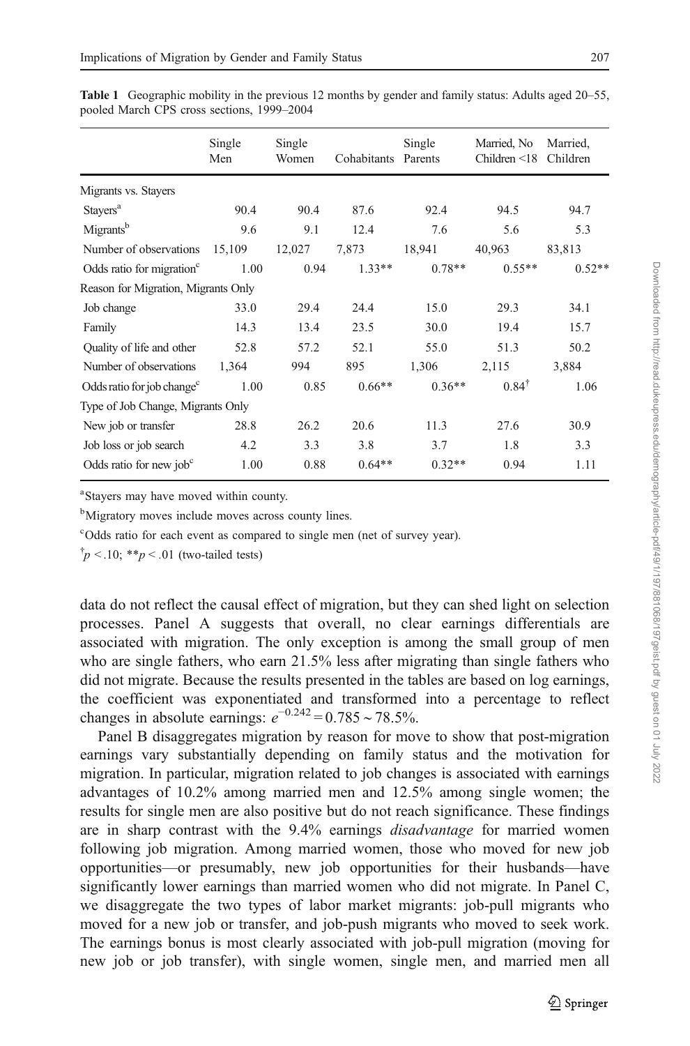**Table 1** Geographic mobility in the previous 12 months by gender and family status: Adults aged 20–55, pooled March CPS cross sections, 1999–2004

| | Single Men | Single Women | Cohabitants | Single Parents | Married, No Children <18 | Married, Children |
|---|---|---|---|---|---|---|
| Migrants vs. Stayers | | | | | | |
| Stayers[a] | 90.4 | 90.4 | 87.6 | 92.4 | 94.5 | 94.7 |
| Migrants[b] | 9.6 | 9.1 | 12.4 | 7.6 | 5.6 | 5.3 |
| Number of observations | 15,109 | 12,027 | 7,873 | 18,941 | 40,963 | 83,813 |
| Odds ratio for migration[c] | 1.00 | 0.94 | 1.33** | 0.78** | 0.55** | 0.52** |
| Reason for Migration, Migrants Only | | | | | | |
| Job change | 33.0 | 29.4 | 24.4 | 15.0 | 29.3 | 34.1 |
| Family | 14.3 | 13.4 | 23.5 | 30.0 | 19.4 | 15.7 |
| Quality of life and other | 52.8 | 57.2 | 52.1 | 55.0 | 51.3 | 50.2 |
| Number of observations | 1,364 | 994 | 895 | 1,306 | 2,115 | 3,884 |
| Odds ratio for job change[c] | 1.00 | 0.85 | 0.66** | 0.36** | 0.84[†] | 1.06 |
| Type of Job Change, Migrants Only | | | | | | |
| New job or transfer | 28.8 | 26.2 | 20.6 | 11.3 | 27.6 | 30.9 |
| Job loss or job search | 4.2 | 3.3 | 3.8 | 3.7 | 1.8 | 3.3 |
| Odds ratio for new job[c] | 1.00 | 0.88 | 0.64** | 0.32** | 0.94 | 1.11 |

[a]Stayers may have moved within county.

[b]Migratory moves include moves across county lines.

[c]Odds ratio for each event as compared to single men (net of survey year).

[†]$p < .10$; $^{**}p < .01$ (two-tailed tests)

data do not reflect the causal effect of migration, but they can shed light on selection processes. Panel A suggests that overall, no clear earnings differentials are associated with migration. The only exception is among the small group of men who are single fathers, who earn 21.5% less after migrating than single fathers who did not migrate. Because the results presented in the tables are based on log earnings, the coefficient was exponentiated and transformed into a percentage to reflect changes in absolute earnings: $e^{-0.242} = 0.785 \sim 78.5\%$.

Panel B disaggregates migration by reason for move to show that post-migration earnings vary substantially depending on family status and the motivation for migration. In particular, migration related to job changes is associated with earnings advantages of 10.2% among married men and 12.5% among single women; the results for single men are also positive but do not reach significance. These findings are in sharp contrast with the 9.4% earnings *disadvantage* for married women following job migration. Among married women, those who moved for new job opportunities—or presumably, new job opportunities for their husbands—have significantly lower earnings than married women who did not migrate. In Panel C, we disaggregate the two types of labor market migrants: job-pull migrants who moved for a new job or transfer, and job-push migrants who moved to seek work. The earnings bonus is most clearly associated with job-pull migration (moving for new job or job transfer), with single women, single men, and married men all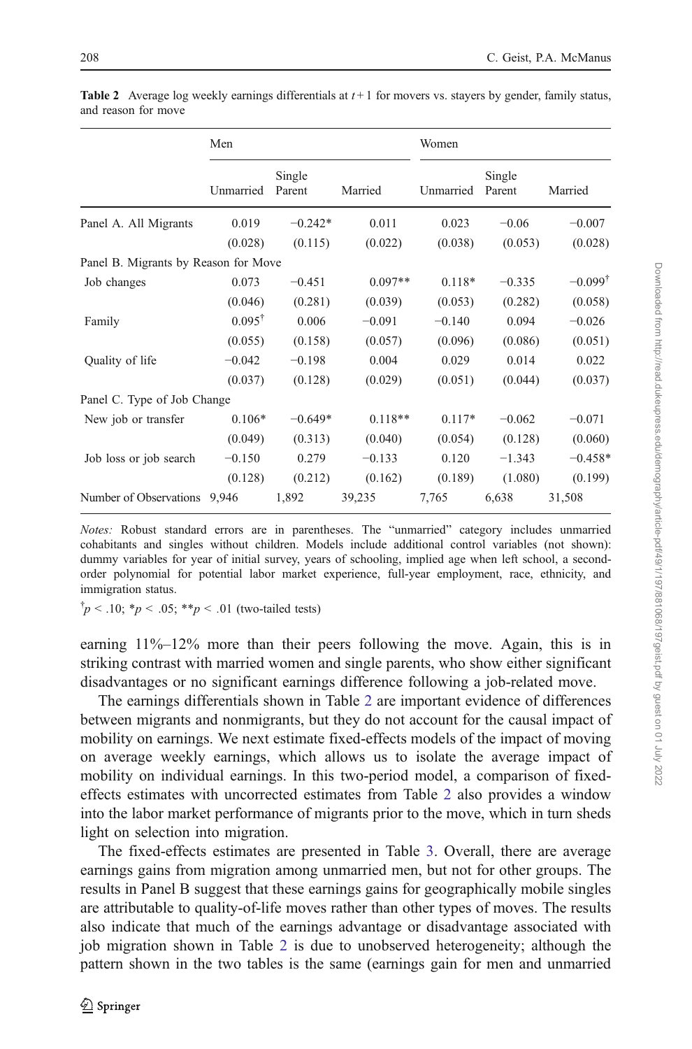**Table 2** Average log weekly earnings differentials at $t+1$ for movers vs. stayers by gender, family status, and reason for move

| | Men | | | Women | | |
|---|---|---|---|---|---|---|
| | Unmarried | Single Parent | Married | Unmarried | Single Parent | Married |
| Panel A. All Migrants | 0.019 | −0.242* | 0.011 | 0.023 | −0.06 | −0.007 |
| | (0.028) | (0.115) | (0.022) | (0.038) | (0.053) | (0.028) |
| Panel B. Migrants by Reason for Move | | | | | | |
| Job changes | 0.073 | −0.451 | 0.097** | 0.118* | −0.335 | −0.099† |
| | (0.046) | (0.281) | (0.039) | (0.053) | (0.282) | (0.058) |
| Family | 0.095† | 0.006 | −0.091 | −0.140 | 0.094 | −0.026 |
| | (0.055) | (0.158) | (0.057) | (0.096) | (0.086) | (0.051) |
| Quality of life | −0.042 | −0.198 | 0.004 | 0.029 | 0.014 | 0.022 |
| | (0.037) | (0.128) | (0.029) | (0.051) | (0.044) | (0.037) |
| Panel C. Type of Job Change | | | | | | |
| New job or transfer | 0.106* | −0.649* | 0.118** | 0.117* | −0.062 | −0.071 |
| | (0.049) | (0.313) | (0.040) | (0.054) | (0.128) | (0.060) |
| Job loss or job search | −0.150 | 0.279 | −0.133 | 0.120 | −1.343 | −0.458* |
| | (0.128) | (0.212) | (0.162) | (0.189) | (1.080) | (0.199) |
| Number of Observations | 9,946 | 1,892 | 39,235 | 7,765 | 6,638 | 31,508 |

*Notes:* Robust standard errors are in parentheses. The "unmarried" category includes unmarried cohabitants and singles without children. Models include additional control variables (not shown): dummy variables for year of initial survey, years of schooling, implied age when left school, a second-order polynomial for potential labor market experience, full-year employment, race, ethnicity, and immigration status.

†$p < .10$; *$p < .05$; **$p < .01$ (two-tailed tests)

earning 11%–12% more than their peers following the move. Again, this is in striking contrast with married women and single parents, who show either significant disadvantages or no significant earnings difference following a job-related move.

The earnings differentials shown in Table 2 are important evidence of differences between migrants and nonmigrants, but they do not account for the causal impact of mobility on earnings. We next estimate fixed-effects models of the impact of moving on average weekly earnings, which allows us to isolate the average impact of mobility on individual earnings. In this two-period model, a comparison of fixed-effects estimates with uncorrected estimates from Table 2 also provides a window into the labor market performance of migrants prior to the move, which in turn sheds light on selection into migration.

The fixed-effects estimates are presented in Table 3. Overall, there are average earnings gains from migration among unmarried men, but not for other groups. The results in Panel B suggest that these earnings gains for geographically mobile singles are attributable to quality-of-life moves rather than other types of moves. The results also indicate that much of the earnings advantage or disadvantage associated with job migration shown in Table 2 is due to unobserved heterogeneity; although the pattern shown in the two tables is the same (earnings gain for men and unmarried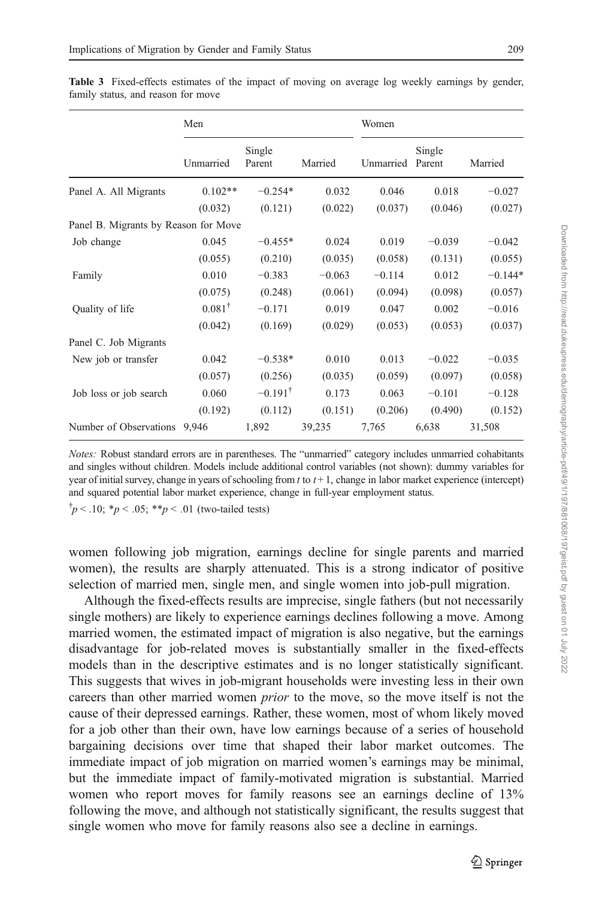**Table 3** Fixed-effects estimates of the impact of moving on average log weekly earnings by gender, family status, and reason for move

| | Men | | | Women | | |
|---|---|---|---|---|---|---|
| | Unmarried | Single Parent | Married | Unmarried | Single Parent | Married |
| Panel A. All Migrants | 0.102** | −0.254* | 0.032 | 0.046 | 0.018 | −0.027 |
| | (0.032) | (0.121) | (0.022) | (0.037) | (0.046) | (0.027) |
| Panel B. Migrants by Reason for Move | | | | | | |
| Job change | 0.045 | −0.455* | 0.024 | 0.019 | −0.039 | −0.042 |
| | (0.055) | (0.210) | (0.035) | (0.058) | (0.131) | (0.055) |
| Family | 0.010 | −0.383 | −0.063 | −0.114 | 0.012 | −0.144* |
| | (0.075) | (0.248) | (0.061) | (0.094) | (0.098) | (0.057) |
| Quality of life | 0.081† | −0.171 | 0.019 | 0.047 | 0.002 | −0.016 |
| | (0.042) | (0.169) | (0.029) | (0.053) | (0.053) | (0.037) |
| Panel C. Job Migrants | | | | | | |
| New job or transfer | 0.042 | −0.538* | 0.010 | 0.013 | −0.022 | −0.035 |
| | (0.057) | (0.256) | (0.035) | (0.059) | (0.097) | (0.058) |
| Job loss or job search | 0.060 | −0.191† | 0.173 | 0.063 | −0.101 | −0.128 |
| | (0.192) | (0.112) | (0.151) | (0.206) | (0.490) | (0.152) |
| Number of Observations | 9,946 | 1,892 | 39,235 | 7,765 | 6,638 | 31,508 |

*Notes:* Robust standard errors are in parentheses. The "unmarried" category includes unmarried cohabitants and singles without children. Models include additional control variables (not shown): dummy variables for year of initial survey, change in years of schooling from $t$ to $t+1$, change in labor market experience (intercept) and squared potential labor market experience, change in full-year employment status.

†$p < .10$; *$p < .05$; **$p < .01$ (two-tailed tests)

women following job migration, earnings decline for single parents and married women), the results are sharply attenuated. This is a strong indicator of positive selection of married men, single men, and single women into job-pull migration.

Although the fixed-effects results are imprecise, single fathers (but not necessarily single mothers) are likely to experience earnings declines following a move. Among married women, the estimated impact of migration is also negative, but the earnings disadvantage for job-related moves is substantially smaller in the fixed-effects models than in the descriptive estimates and is no longer statistically significant. This suggests that wives in job-migrant households were investing less in their own careers than other married women *prior* to the move, so the move itself is not the cause of their depressed earnings. Rather, these women, most of whom likely moved for a job other than their own, have low earnings because of a series of household bargaining decisions over time that shaped their labor market outcomes. The immediate impact of job migration on married women's earnings may be minimal, but the immediate impact of family-motivated migration is substantial. Married women who report moves for family reasons see an earnings decline of 13% following the move, and although not statistically significant, the results suggest that single women who move for family reasons also see a decline in earnings.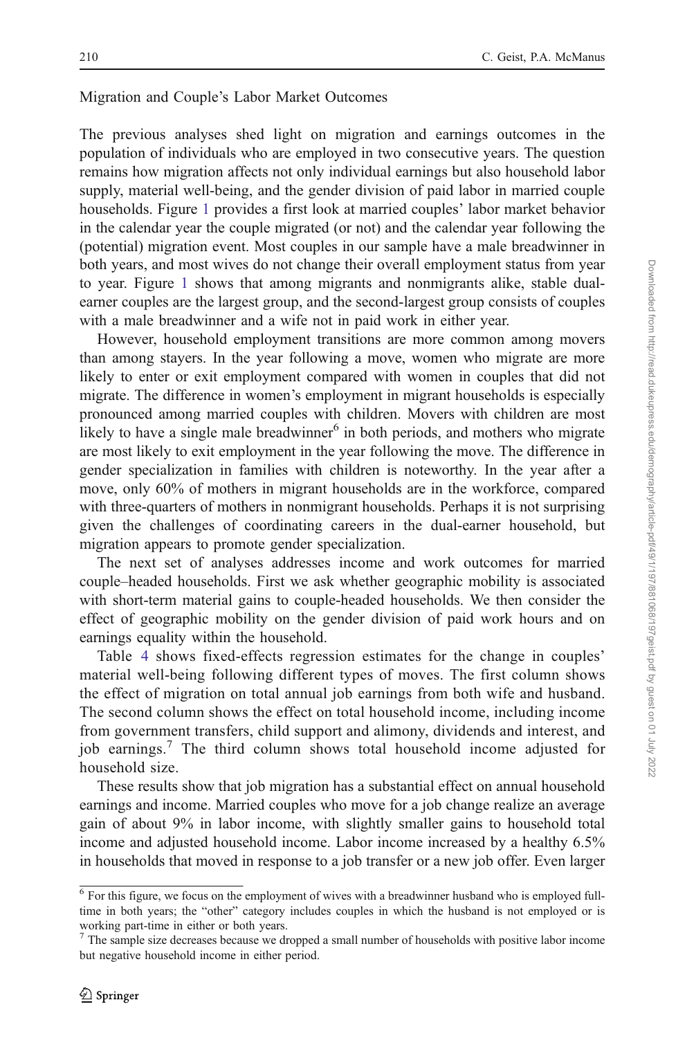Migration and Couple's Labor Market Outcomes

The previous analyses shed light on migration and earnings outcomes in the population of individuals who are employed in two consecutive years. The question remains how migration affects not only individual earnings but also household labor supply, material well-being, and the gender division of paid labor in married couple households. Figure 1 provides a first look at married couples' labor market behavior in the calendar year the couple migrated (or not) and the calendar year following the (potential) migration event. Most couples in our sample have a male breadwinner in both years, and most wives do not change their overall employment status from year to year. Figure 1 shows that among migrants and nonmigrants alike, stable dual-earner couples are the largest group, and the second-largest group consists of couples with a male breadwinner and a wife not in paid work in either year.

However, household employment transitions are more common among movers than among stayers. In the year following a move, women who migrate are more likely to enter or exit employment compared with women in couples that did not migrate. The difference in women's employment in migrant households is especially pronounced among married couples with children. Movers with children are most likely to have a single male breadwinner[6] in both periods, and mothers who migrate are most likely to exit employment in the year following the move. The difference in gender specialization in families with children is noteworthy. In the year after a move, only 60% of mothers in migrant households are in the workforce, compared with three-quarters of mothers in nonmigrant households. Perhaps it is not surprising given the challenges of coordinating careers in the dual-earner household, but migration appears to promote gender specialization.

The next set of analyses addresses income and work outcomes for married couple–headed households. First we ask whether geographic mobility is associated with short-term material gains to couple-headed households. We then consider the effect of geographic mobility on the gender division of paid work hours and on earnings equality within the household.

Table 4 shows fixed-effects regression estimates for the change in couples' material well-being following different types of moves. The first column shows the effect of migration on total annual job earnings from both wife and husband. The second column shows the effect on total household income, including income from government transfers, child support and alimony, dividends and interest, and job earnings.[7] The third column shows total household income adjusted for household size.

These results show that job migration has a substantial effect on annual household earnings and income. Married couples who move for a job change realize an average gain of about 9% in labor income, with slightly smaller gains to household total income and adjusted household income. Labor income increased by a healthy 6.5% in households that moved in response to a job transfer or a new job offer. Even larger

[6] For this figure, we focus on the employment of wives with a breadwinner husband who is employed full-time in both years; the "other" category includes couples in which the husband is not employed or is working part-time in either or both years.

[7] The sample size decreases because we dropped a small number of households with positive labor income but negative household income in either period.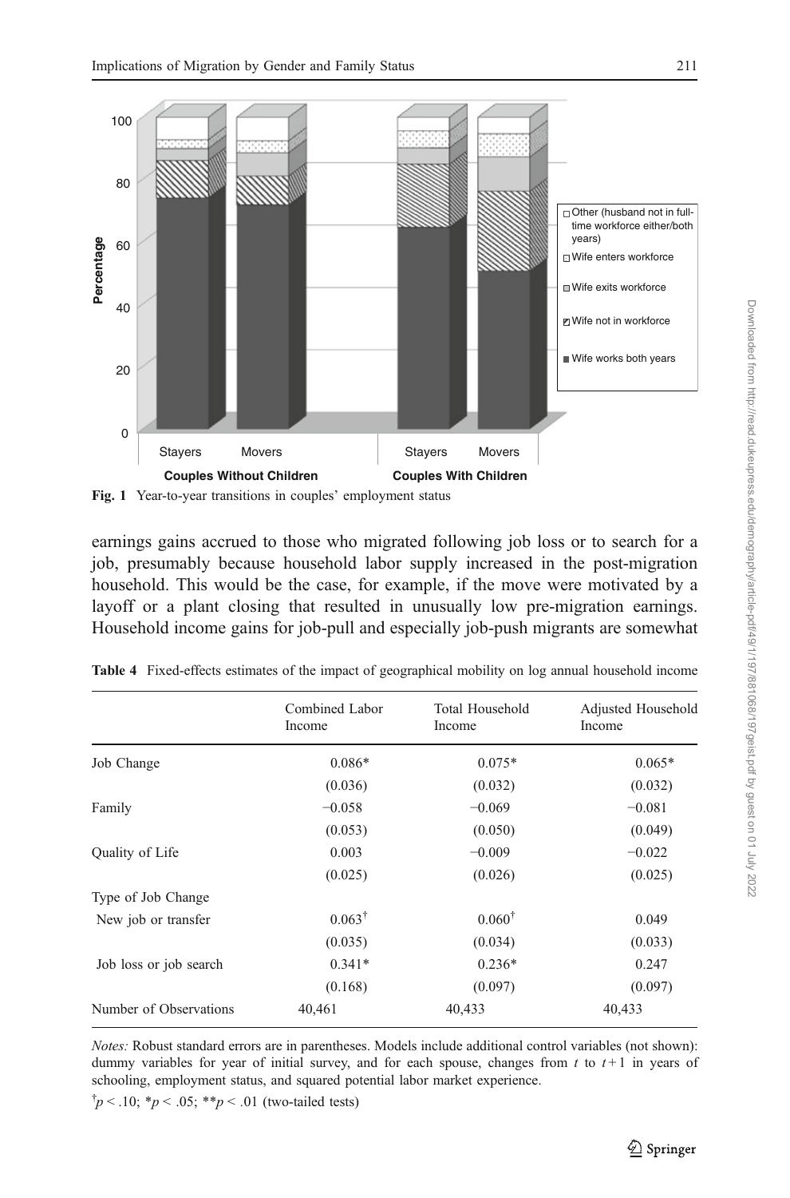Fig. 1 Year-to-year transitions in couples' employment status

earnings gains accrued to those who migrated following job loss or to search for a job, presumably because household labor supply increased in the post-migration household. This would be the case, for example, if the move were motivated by a layoff or a plant closing that resulted in unusually low pre-migration earnings. Household income gains for job-pull and especially job-push migrants are somewhat

**Table 4** Fixed-effects estimates of the impact of geographical mobility on log annual household income

| | Combined Labor Income | Total Household Income | Adjusted Household Income |
|---|---|---|---|
| Job Change | 0.086* | 0.075* | 0.065* |
| | (0.036) | (0.032) | (0.032) |
| Family | −0.058 | −0.069 | −0.081 |
| | (0.053) | (0.050) | (0.049) |
| Quality of Life | 0.003 | −0.009 | −0.022 |
| | (0.025) | (0.026) | (0.025) |
| Type of Job Change | | | |
| New job or transfer | 0.063† | 0.060† | 0.049 |
| | (0.035) | (0.034) | (0.033) |
| Job loss or job search | 0.341* | 0.236* | 0.247 |
| | (0.168) | (0.097) | (0.097) |
| Number of Observations | 40,461 | 40,433 | 40,433 |

*Notes:* Robust standard errors are in parentheses. Models include additional control variables (not shown): dummy variables for year of initial survey, and for each spouse, changes from $t$ to $t+1$ in years of schooling, employment status, and squared potential labor market experience.

†$p < .10$; *$p < .05$; **$p < .01$ (two-tailed tests)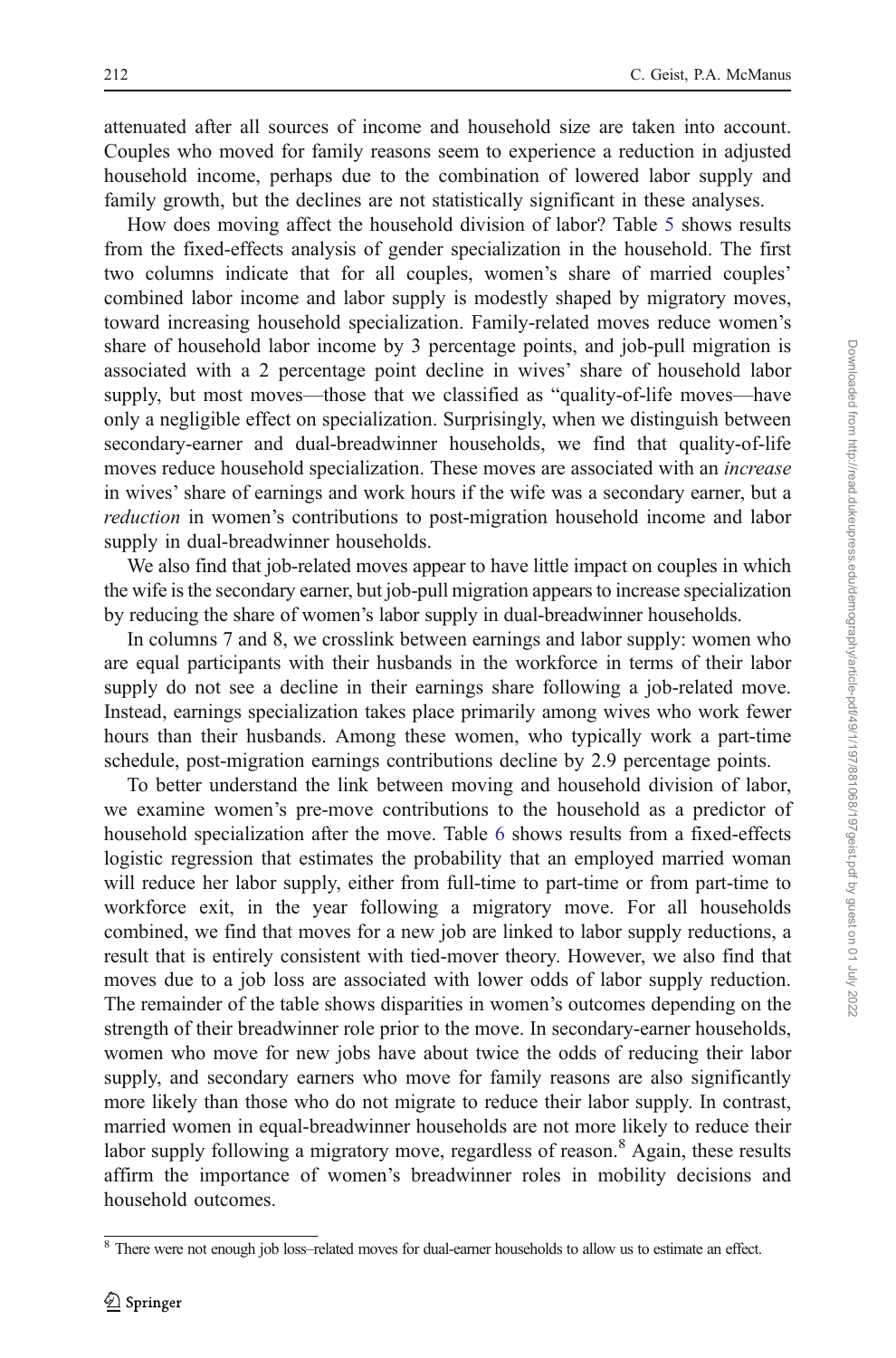attenuated after all sources of income and household size are taken into account. Couples who moved for family reasons seem to experience a reduction in adjusted household income, perhaps due to the combination of lowered labor supply and family growth, but the declines are not statistically significant in these analyses.

How does moving affect the household division of labor? Table 5 shows results from the fixed-effects analysis of gender specialization in the household. The first two columns indicate that for all couples, women's share of married couples' combined labor income and labor supply is modestly shaped by migratory moves, toward increasing household specialization. Family-related moves reduce women's share of household labor income by 3 percentage points, and job-pull migration is associated with a 2 percentage point decline in wives' share of household labor supply, but most moves—those that we classified as "quality-of-life moves—have only a negligible effect on specialization. Surprisingly, when we distinguish between secondary-earner and dual-breadwinner households, we find that quality-of-life moves reduce household specialization. These moves are associated with an *increase* in wives' share of earnings and work hours if the wife was a secondary earner, but a *reduction* in women's contributions to post-migration household income and labor supply in dual-breadwinner households.

We also find that job-related moves appear to have little impact on couples in which the wife is the secondary earner, but job-pull migration appears to increase specialization by reducing the share of women's labor supply in dual-breadwinner households.

In columns 7 and 8, we crosslink between earnings and labor supply: women who are equal participants with their husbands in the workforce in terms of their labor supply do not see a decline in their earnings share following a job-related move. Instead, earnings specialization takes place primarily among wives who work fewer hours than their husbands. Among these women, who typically work a part-time schedule, post-migration earnings contributions decline by 2.9 percentage points.

To better understand the link between moving and household division of labor, we examine women's pre-move contributions to the household as a predictor of household specialization after the move. Table 6 shows results from a fixed-effects logistic regression that estimates the probability that an employed married woman will reduce her labor supply, either from full-time to part-time or from part-time to workforce exit, in the year following a migratory move. For all households combined, we find that moves for a new job are linked to labor supply reductions, a result that is entirely consistent with tied-mover theory. However, we also find that moves due to a job loss are associated with lower odds of labor supply reduction. The remainder of the table shows disparities in women's outcomes depending on the strength of their breadwinner role prior to the move. In secondary-earner households, women who move for new jobs have about twice the odds of reducing their labor supply, and secondary earners who move for family reasons are also significantly more likely than those who do not migrate to reduce their labor supply. In contrast, married women in equal-breadwinner households are not more likely to reduce their labor supply following a migratory move, regardless of reason.[8] Again, these results affirm the importance of women's breadwinner roles in mobility decisions and household outcomes.

[8] There were not enough job loss–related moves for dual-earner households to allow us to estimate an effect.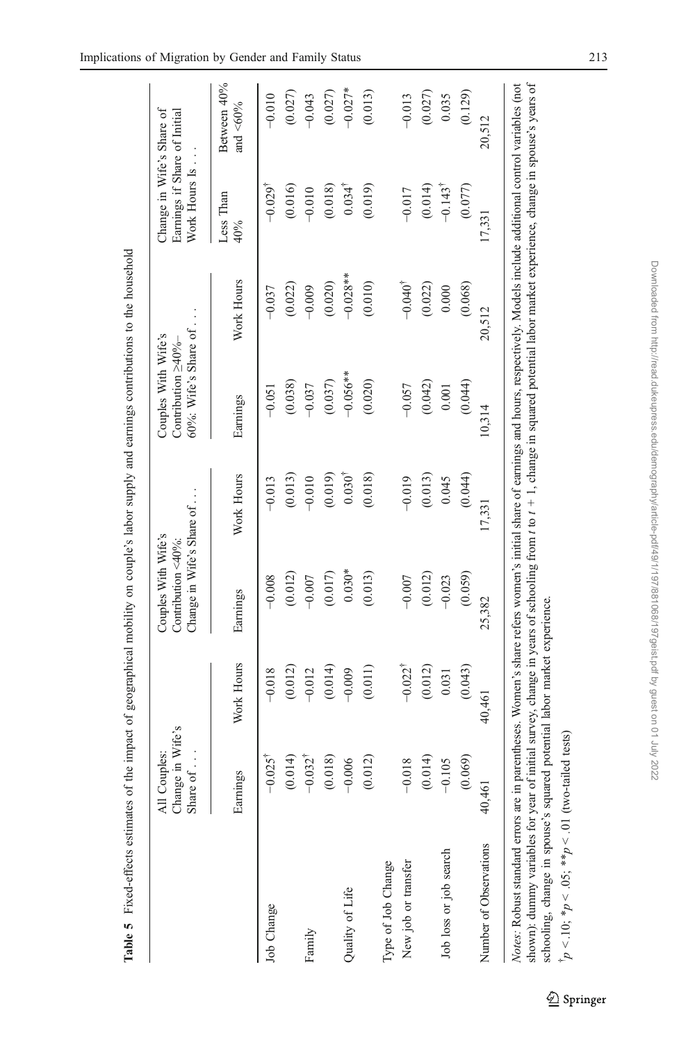**Table 5** Fixed-effects estimates of the impact of geographical mobility on couple's labor supply and earnings contributions to the household

| | All Couples: Change in Wife's Share of . . . | | Couples With Wife's Contribution <40%: Change in Wife's Share of . . . | | Couples With Wife's Contribution ≥40%–60%: Wife's Share of . . . | | Change in Wife's Share of Earnings if Share of Initial Work Hours Is . . . | |
|---|---|---|---|---|---|---|---|---|
| | Earnings | Work Hours | Earnings | Work Hours | Earnings | Work Hours | Less Than 40% | Between 40% and <60% |
| Job Change | −0.025[†] | −0.018 | −0.008 | −0.013 | −0.051 | −0.037 | −0.029[†] | −0.010 |
| | (0.014) | (0.012) | (0.012) | (0.013) | (0.038) | (0.022) | (0.016) | (0.027) |
| Family | −0.032[†] | −0.012 | −0.007 | −0.010 | −0.037 | −0.009 | −0.010 | −0.043 |
| | (0.018) | (0.014) | (0.017) | (0.019) | (0.037) | (0.020) | (0.018) | (0.027) |
| Quality of Life | −0.006 | −0.009 | 0.030* | 0.030[†] | −0.056** | −0.028** | 0.034[†] | −0.027* |
| | (0.012) | (0.011) | (0.013) | (0.018) | (0.020) | (0.010) | (0.019) | (0.013) |
| Type of Job Change | | | | | | | | |
| New job or transfer | −0.018 | −0.022[†] | −0.007 | −0.019 | −0.057 | −0.040[†] | −0.017 | −0.013 |
| | (0.014) | (0.012) | (0.012) | (0.013) | (0.042) | (0.022) | (0.014) | (0.027) |
| Job loss or job search | −0.105 | 0.031 | −0.023 | 0.045 | 0.001 | 0.000 | −0.143[†] | 0.035 |
| | (0.069) | (0.043) | (0.059) | (0.044) | (0.044) | (0.068) | (0.077) | (0.129) |
| Number of Observations | 40,461 | 40,461 | 25,382 | 17,331 | 10,314 | 20,512 | 17,331 | 20,512 |

*Notes*: Robust standard errors are in parentheses. Women's share refers women's initial share of earnings and hours, respectively. Models include additional control variables (not shown): dummy variables for year of initial survey, change in years of schooling from $t$ to $t + 1$, change in squared potential labor market experience, change in spouse's years of schooling, change in spouse's squared potential labor market experience.

[†]$p < .10$; *$p < .05$; **$p < .01$ (two-tailed tests)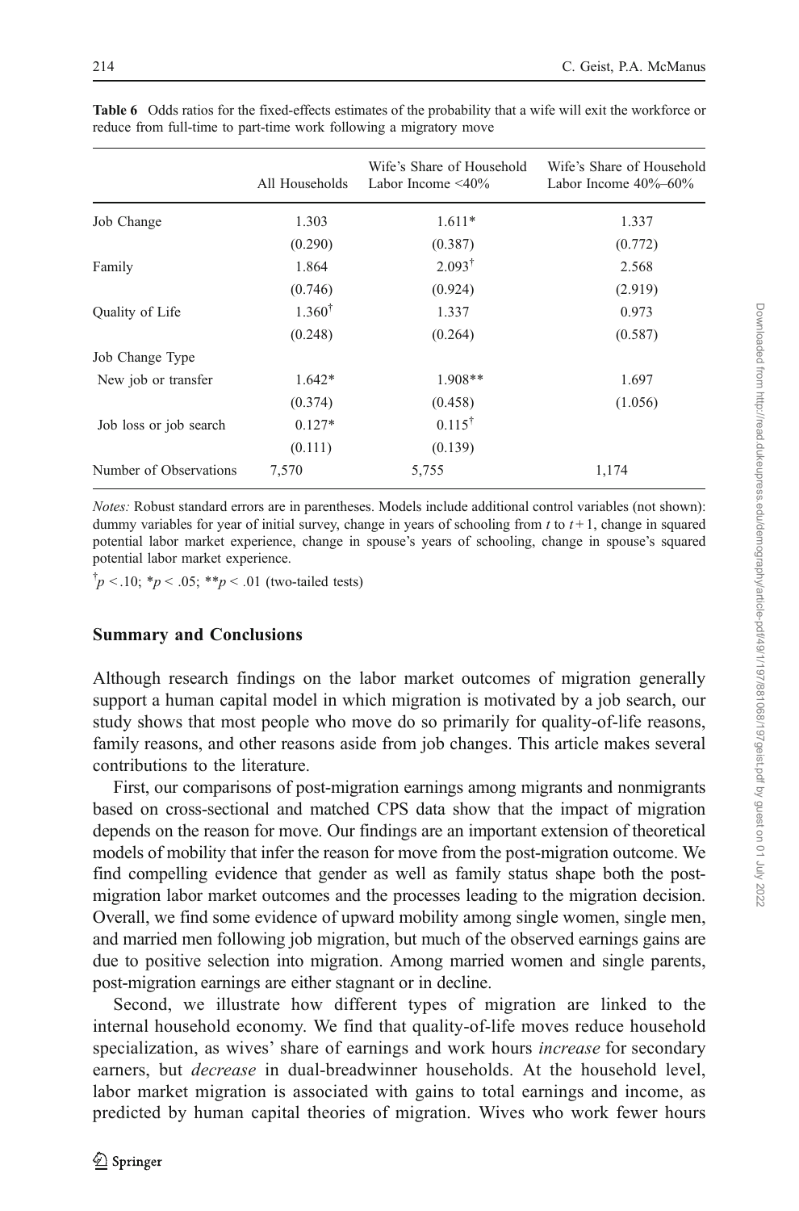**Table 6** Odds ratios for the fixed-effects estimates of the probability that a wife will exit the workforce or reduce from full-time to part-time work following a migratory move

| | All Households | Wife's Share of Household Labor Income <40% | Wife's Share of Household Labor Income 40%–60% |
|---|---|---|---|
| Job Change | 1.303 | 1.611* | 1.337 |
| | (0.290) | (0.387) | (0.772) |
| Family | 1.864 | 2.093[†] | 2.568 |
| | (0.746) | (0.924) | (2.919) |
| Quality of Life | 1.360[†] | 1.337 | 0.973 |
| | (0.248) | (0.264) | (0.587) |
| Job Change Type | | | |
| New job or transfer | 1.642* | 1.908** | 1.697 |
| | (0.374) | (0.458) | (1.056) |
| Job loss or job search | 0.127* | 0.115[†] | |
| | (0.111) | (0.139) | |
| Number of Observations | 7,570 | 5,755 | 1,174 |

*Notes:* Robust standard errors are in parentheses. Models include additional control variables (not shown): dummy variables for year of initial survey, change in years of schooling from $t$ to $t+1$, change in squared potential labor market experience, change in spouse's years of schooling, change in spouse's squared potential labor market experience.

[†]$p < .10$; \*$p < .05$; \*\*$p < .01$ (two-tailed tests)

## Summary and Conclusions

Although research findings on the labor market outcomes of migration generally support a human capital model in which migration is motivated by a job search, our study shows that most people who move do so primarily for quality-of-life reasons, family reasons, and other reasons aside from job changes. This article makes several contributions to the literature.

First, our comparisons of post-migration earnings among migrants and nonmigrants based on cross-sectional and matched CPS data show that the impact of migration depends on the reason for move. Our findings are an important extension of theoretical models of mobility that infer the reason for move from the post-migration outcome. We find compelling evidence that gender as well as family status shape both the post-migration labor market outcomes and the processes leading to the migration decision. Overall, we find some evidence of upward mobility among single women, single men, and married men following job migration, but much of the observed earnings gains are due to positive selection into migration. Among married women and single parents, post-migration earnings are either stagnant or in decline.

Second, we illustrate how different types of migration are linked to the internal household economy. We find that quality-of-life moves reduce household specialization, as wives' share of earnings and work hours *increase* for secondary earners, but *decrease* in dual-breadwinner households. At the household level, labor market migration is associated with gains to total earnings and income, as predicted by human capital theories of migration. Wives who work fewer hours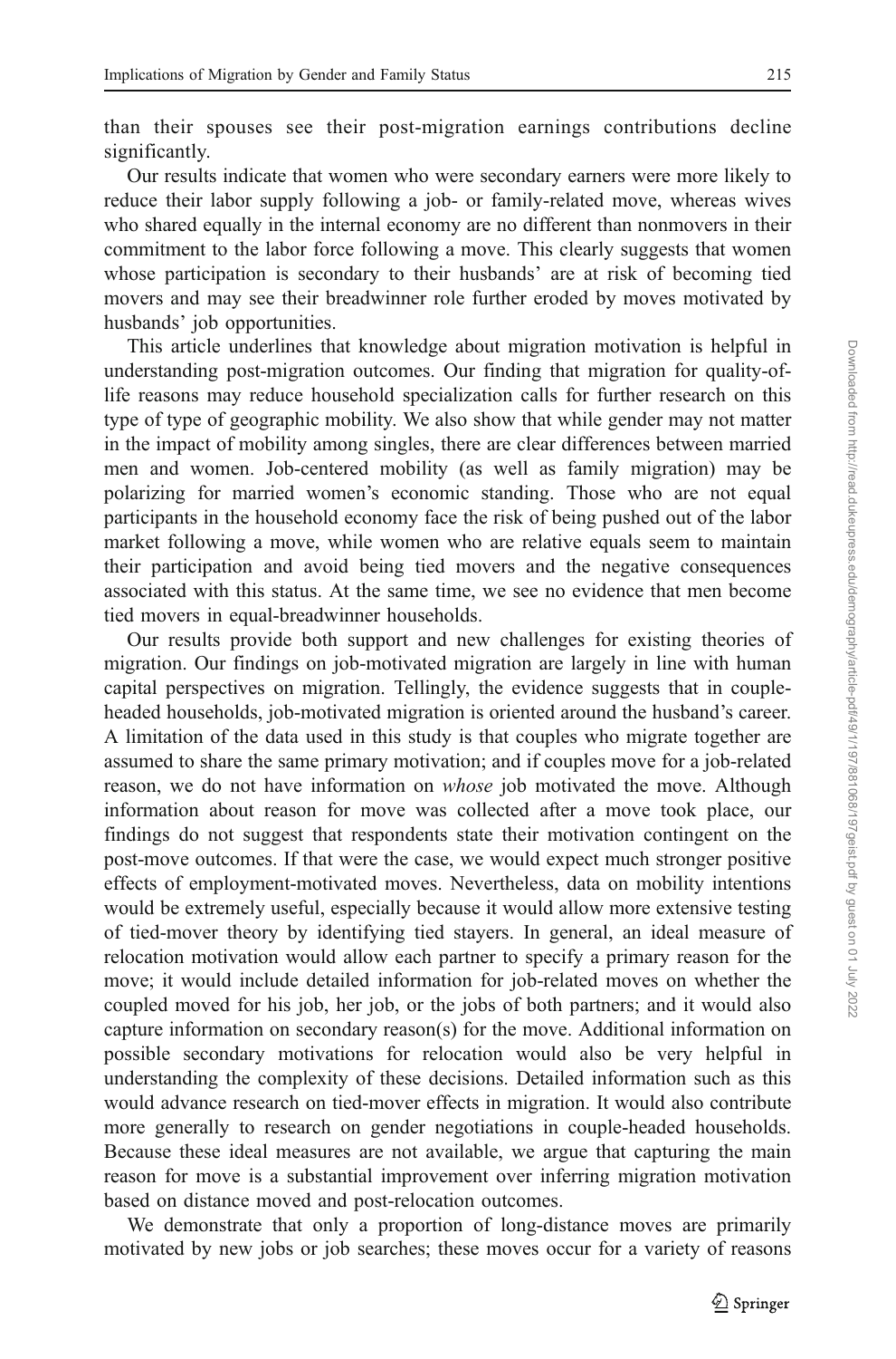than their spouses see their post-migration earnings contributions decline significantly.

Our results indicate that women who were secondary earners were more likely to reduce their labor supply following a job- or family-related move, whereas wives who shared equally in the internal economy are no different than nonmovers in their commitment to the labor force following a move. This clearly suggests that women whose participation is secondary to their husbands' are at risk of becoming tied movers and may see their breadwinner role further eroded by moves motivated by husbands' job opportunities.

This article underlines that knowledge about migration motivation is helpful in understanding post-migration outcomes. Our finding that migration for quality-of-life reasons may reduce household specialization calls for further research on this type of type of geographic mobility. We also show that while gender may not matter in the impact of mobility among singles, there are clear differences between married men and women. Job-centered mobility (as well as family migration) may be polarizing for married women's economic standing. Those who are not equal participants in the household economy face the risk of being pushed out of the labor market following a move, while women who are relative equals seem to maintain their participation and avoid being tied movers and the negative consequences associated with this status. At the same time, we see no evidence that men become tied movers in equal-breadwinner households.

Our results provide both support and new challenges for existing theories of migration. Our findings on job-motivated migration are largely in line with human capital perspectives on migration. Tellingly, the evidence suggests that in couple-headed households, job-motivated migration is oriented around the husband's career. A limitation of the data used in this study is that couples who migrate together are assumed to share the same primary motivation; and if couples move for a job-related reason, we do not have information on *whose* job motivated the move. Although information about reason for move was collected after a move took place, our findings do not suggest that respondents state their motivation contingent on the post-move outcomes. If that were the case, we would expect much stronger positive effects of employment-motivated moves. Nevertheless, data on mobility intentions would be extremely useful, especially because it would allow more extensive testing of tied-mover theory by identifying tied stayers. In general, an ideal measure of relocation motivation would allow each partner to specify a primary reason for the move; it would include detailed information for job-related moves on whether the coupled moved for his job, her job, or the jobs of both partners; and it would also capture information on secondary reason(s) for the move. Additional information on possible secondary motivations for relocation would also be very helpful in understanding the complexity of these decisions. Detailed information such as this would advance research on tied-mover effects in migration. It would also contribute more generally to research on gender negotiations in couple-headed households. Because these ideal measures are not available, we argue that capturing the main reason for move is a substantial improvement over inferring migration motivation based on distance moved and post-relocation outcomes.

We demonstrate that only a proportion of long-distance moves are primarily motivated by new jobs or job searches; these moves occur for a variety of reasons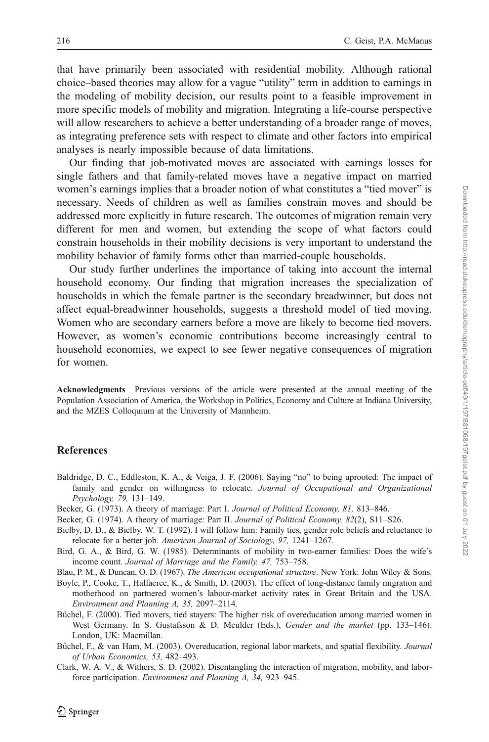that have primarily been associated with residential mobility. Although rational choice–based theories may allow for a vague "utility" term in addition to earnings in the modeling of mobility decision, our results point to a feasible improvement in more specific models of mobility and migration. Integrating a life-course perspective will allow researchers to achieve a better understanding of a broader range of moves, as integrating preference sets with respect to climate and other factors into empirical analyses is nearly impossible because of data limitations.

Our finding that job-motivated moves are associated with earnings losses for single fathers and that family-related moves have a negative impact on married women's earnings implies that a broader notion of what constitutes a "tied mover" is necessary. Needs of children as well as families constrain moves and should be addressed more explicitly in future research. The outcomes of migration remain very different for men and women, but extending the scope of what factors could constrain households in their mobility decisions is very important to understand the mobility behavior of family forms other than married-couple households.

Our study further underlines the importance of taking into account the internal household economy. Our finding that migration increases the specialization of households in which the female partner is the secondary breadwinner, but does not affect equal-breadwinner households, suggests a threshold model of tied moving. Women who are secondary earners before a move are likely to become tied movers. However, as women's economic contributions become increasingly central to household economies, we expect to see fewer negative consequences of migration for women.

**Acknowledgments** Previous versions of the article were presented at the annual meeting of the Population Association of America, the Workshop in Politics, Economy and Culture at Indiana University, and the MZES Colloquium at the University of Mannheim.

## References

Baldridge, D. C., Eddleston, K. A., & Veiga, J. F. (2006). Saying "no" to being uprooted: The impact of family and gender on willingness to relocate. *Journal of Occupational and Organizational Psychology, 79,* 131–149.

Becker, G. (1973). A theory of marriage: Part I. *Journal of Political Economy, 81,* 813–846.

Becker, G. (1974). A theory of marriage: Part II. *Journal of Political Economy, 82*(2), S11–S26.

Bielby, D. D., & Bielby, W. T. (1992). I will follow him: Family ties, gender role beliefs and reluctance to relocate for a better job. *American Journal of Sociology, 97,* 1241–1267.

Bird, G. A., & Bird, G. W. (1985). Determinants of mobility in two-earner families: Does the wife's income count. *Journal of Marriage and the Family, 47,* 753–758.

Blau, P. M., & Duncan, O. D. (1967). *The American occupational structure*. New York: John Wiley & Sons.

Boyle, P., Cooke, T., Halfacree, K., & Smith, D. (2003). The effect of long-distance family migration and motherhood on partnered women's labour-market activity rates in Great Britain and the USA. *Environment and Planning A, 35,* 2097–2114.

Büchel, F. (2000). Tied movers, tied stayers: The higher risk of overeducation among married women in West Germany. In S. Gustafsson & D. Meulder (Eds.), *Gender and the market* (pp. 133–146). London, UK: Macmillan.

Büchel, F., & van Ham, M. (2003). Overeducation, regional labor markets, and spatial flexibility. *Journal of Urban Economics, 53,* 482–493.

Clark, W. A. V., & Withers, S. D. (2002). Disentangling the interaction of migration, mobility, and labor-force participation. *Environment and Planning A, 34,* 923–945.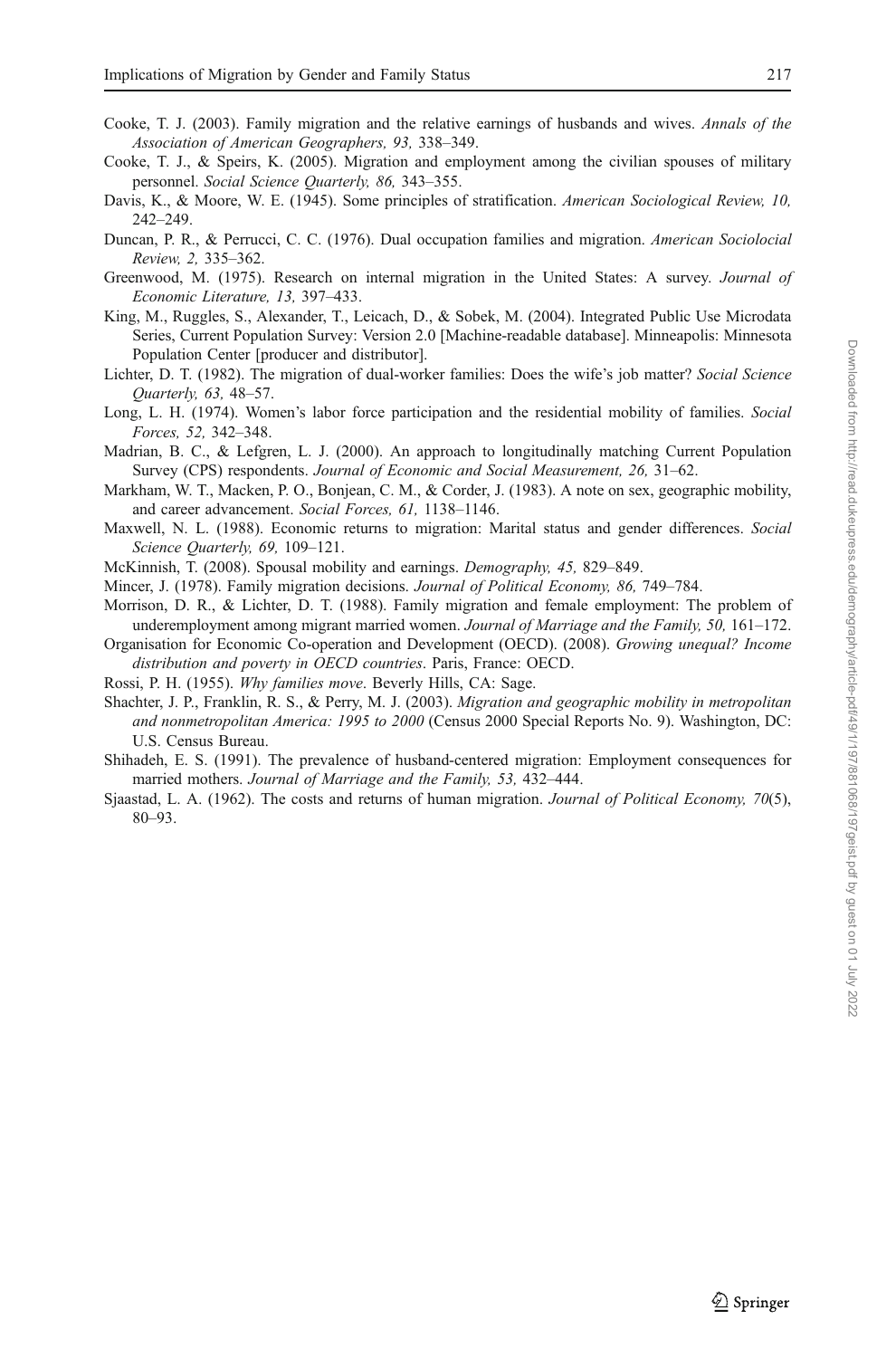Cooke, T. J. (2003). Family migration and the relative earnings of husbands and wives. *Annals of the Association of American Geographers, 93,* 338–349.

Cooke, T. J., & Speirs, K. (2005). Migration and employment among the civilian spouses of military personnel. *Social Science Quarterly, 86,* 343–355.

Davis, K., & Moore, W. E. (1945). Some principles of stratification. *American Sociological Review, 10,* 242–249.

Duncan, P. R., & Perrucci, C. C. (1976). Dual occupation families and migration. *American Sociolocial Review, 2,* 335–362.

Greenwood, M. (1975). Research on internal migration in the United States: A survey. *Journal of Economic Literature, 13,* 397–433.

King, M., Ruggles, S., Alexander, T., Leicach, D., & Sobek, M. (2004). Integrated Public Use Microdata Series, Current Population Survey: Version 2.0 [Machine-readable database]. Minneapolis: Minnesota Population Center [producer and distributor].

Lichter, D. T. (1982). The migration of dual-worker families: Does the wife's job matter? *Social Science Quarterly, 63,* 48–57.

Long, L. H. (1974). Women's labor force participation and the residential mobility of families. *Social Forces, 52,* 342–348.

Madrian, B. C., & Lefgren, L. J. (2000). An approach to longitudinally matching Current Population Survey (CPS) respondents. *Journal of Economic and Social Measurement, 26,* 31–62.

Markham, W. T., Macken, P. O., Bonjean, C. M., & Corder, J. (1983). A note on sex, geographic mobility, and career advancement. *Social Forces, 61,* 1138–1146.

Maxwell, N. L. (1988). Economic returns to migration: Marital status and gender differences. *Social Science Quarterly, 69,* 109–121.

McKinnish, T. (2008). Spousal mobility and earnings. *Demography, 45,* 829–849.

Mincer, J. (1978). Family migration decisions. *Journal of Political Economy, 86,* 749–784.

Morrison, D. R., & Lichter, D. T. (1988). Family migration and female employment: The problem of underemployment among migrant married women. *Journal of Marriage and the Family, 50,* 161–172.

Organisation for Economic Co-operation and Development (OECD). (2008). *Growing unequal? Income distribution and poverty in OECD countries*. Paris, France: OECD.

Rossi, P. H. (1955). *Why families move*. Beverly Hills, CA: Sage.

Shachter, J. P., Franklin, R. S., & Perry, M. J. (2003). *Migration and geographic mobility in metropolitan and nonmetropolitan America: 1995 to 2000* (Census 2000 Special Reports No. 9). Washington, DC: U.S. Census Bureau.

Shihadeh, E. S. (1991). The prevalence of husband-centered migration: Employment consequences for married mothers. *Journal of Marriage and the Family, 53,* 432–444.

Sjaastad, L. A. (1962). The costs and returns of human migration. *Journal of Political Economy, 70*(5), 80–93.